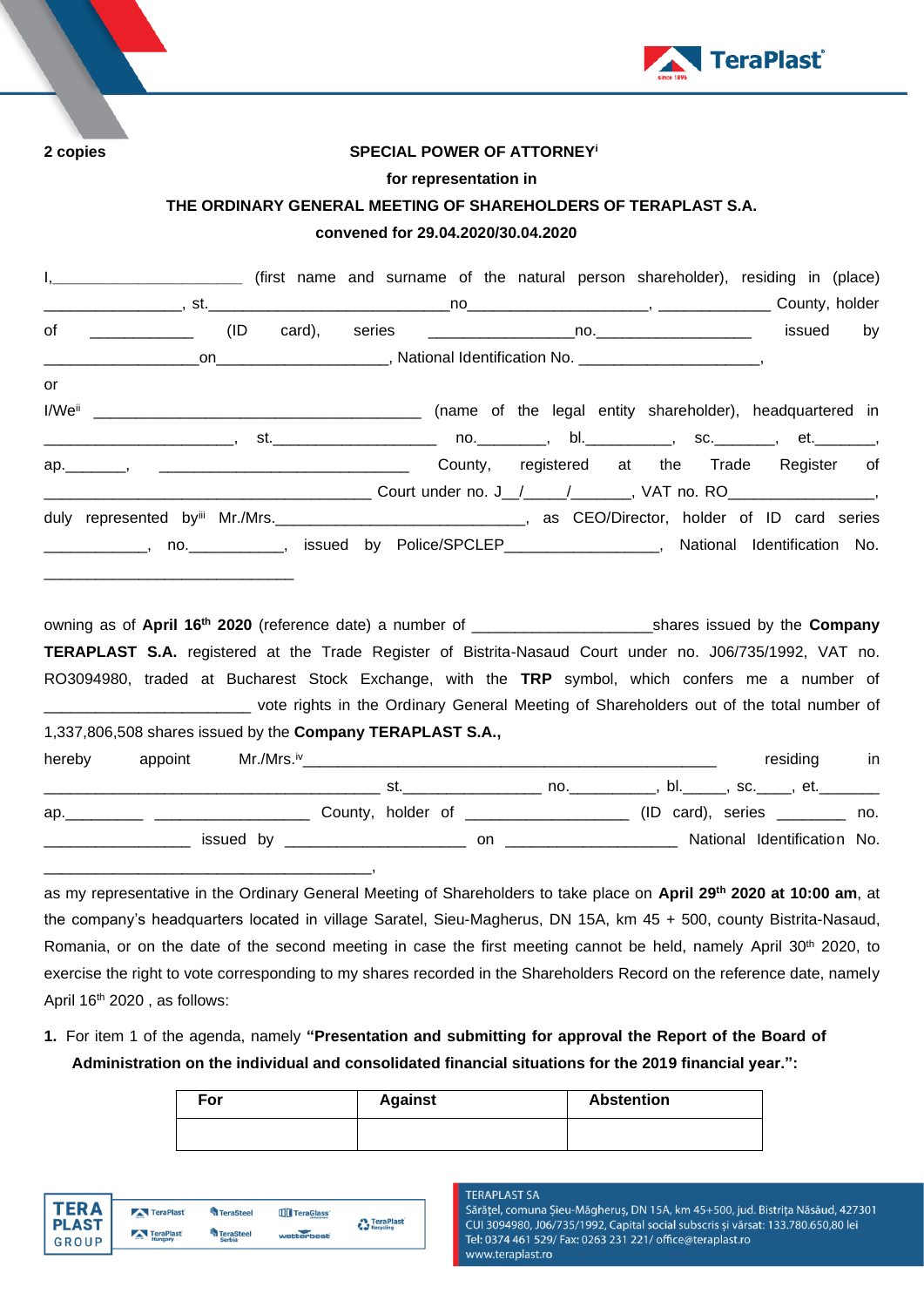**2 copies**

**SPECIAL POWER OF ATTORNEY[i]**

**for representation in**

**THE ORDINARY GENERAL MEETING OF SHAREHOLDERS OF TERAPLAST S.A.**

**convened for 29.04.2020/30.04.2020**

I,______________________ (first name and surname of the natural person shareholder), residing in (place) ________________, st.____________________________no_____________________, _____________ County, holder of ____________ (ID card), series _________________no.__________________ issued by __________________on____________________, National Identification No. _____________________,

or

I/We[ii] _______________________________________ (name of the legal entity shareholder), headquartered in ______________________, st.___________________ no.________, bl.__________, sc._______, et._______, ap._______, ____________________________ County, registered at the Trade Register of ___________________________________ Court under no. J__/_____/_______, VAT no. RO_________________, duly represented by[iii] Mr./Mrs._____________________________, as CEO/Director, holder of ID card series ____________, no.___________, issued by Police/SPCLEP__________________, National Identification No. _____________________________

owning as of **April 16th 2020** (reference date) a number of ____________________shares issued by the **Company TERAPLAST S.A.** registered at the Trade Register of Bistrita-Nasaud Court under no. J06/735/1992, VAT no. RO3094980, traded at Bucharest Stock Exchange, with the **TRP** symbol, which confers me a number of ________________________ vote rights in the Ordinary General Meeting of Shareholders out of the total number of 1,337,806,508 shares issued by the **Company TERAPLAST S.A.,**

hereby appoint Mr./Mrs.[iv]_________________________________________________ residing in _______________________________________ st.________________ no.__________, bl._____, sc.____, et._______ ap._________ __________________ County, holder of ___________________ (ID card), series ________ no. _________________ issued by _____________________ on ____________________ National Identification No. ________________________________________,

as my representative in the Ordinary General Meeting of Shareholders to take place on **April 29th 2020 at 10:00 am**, at the company's headquarters located in village Saratel, Sieu-Magherus, DN 15A, km 45 + 500, county Bistrita-Nasaud, Romania, or on the date of the second meeting in case the first meeting cannot be held, namely April 30th 2020, to exercise the right to vote corresponding to my shares recorded in the Shareholders Record on the reference date, namely April 16th 2020 , as follows:

1. For item 1 of the agenda, namely **"Presentation and submitting for approval the Report of the Board of Administration on the individual and consolidated financial situations for the 2019 financial year.":**

| For | Against | Abstention |
|---|---|---|
| | | |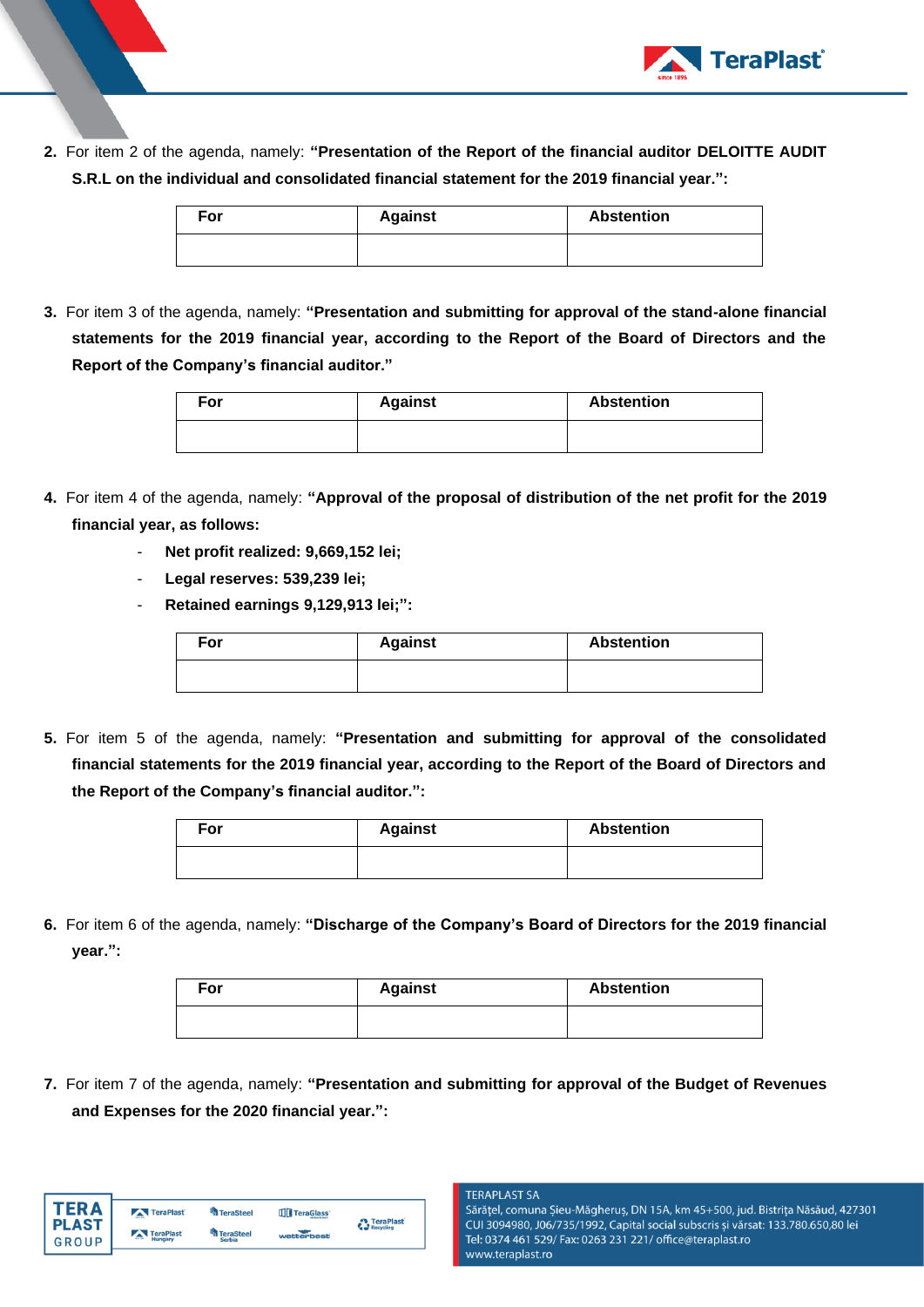2. For item 2 of the agenda, namely: **"Presentation of the Report of the financial auditor DELOITTE AUDIT S.R.L on the individual and consolidated financial statement for the 2019 financial year.":**

| For | Against | Abstention |
|---|---|---|
| | | |

3. For item 3 of the agenda, namely: **"Presentation and submitting for approval of the stand-alone financial statements for the 2019 financial year, according to the Report of the Board of Directors and the Report of the Company's financial auditor."**

| For | Against | Abstention |
|---|---|---|
| | | |

4. For item 4 of the agenda, namely: **"Approval of the proposal of distribution of the net profit for the 2019 financial year, as follows:**
   - **Net profit realized: 9,669,152 lei;**
   - **Legal reserves: 539,239 lei;**
   - **Retained earnings 9,129,913 lei;":**

| For | Against | Abstention |
|---|---|---|
| | | |

5. For item 5 of the agenda, namely: **"Presentation and submitting for approval of the consolidated financial statements for the 2019 financial year, according to the Report of the Board of Directors and the Report of the Company's financial auditor.":**

| For | Against | Abstention |
|---|---|---|
| | | |

6. For item 6 of the agenda, namely: **"Discharge of the Company's Board of Directors for the 2019 financial year.":**

| For | Against | Abstention |
|---|---|---|
| | | |

7. For item 7 of the agenda, namely: **"Presentation and submitting for approval of the Budget of Revenues and Expenses for the 2020 financial year.":**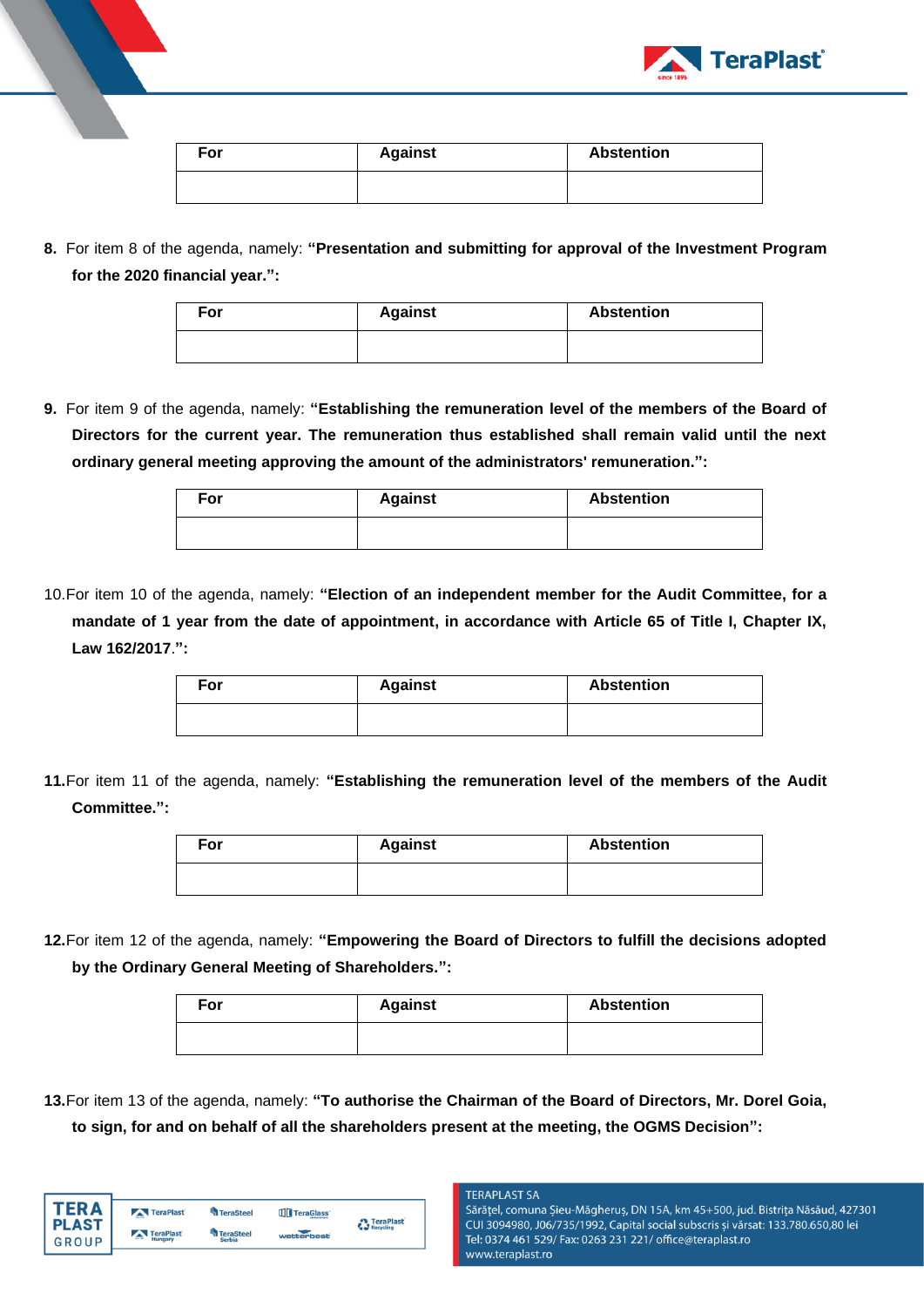| For | Against | Abstention |
| --- | --- | --- |
| | | |

**8.** For item 8 of the agenda, namely: **"Presentation and submitting for approval of the Investment Program for the 2020 financial year.":**

| For | Against | Abstention |
| --- | --- | --- |
| | | |

**9.** For item 9 of the agenda, namely: **"Establishing the remuneration level of the members of the Board of Directors for the current year. The remuneration thus established shall remain valid until the next ordinary general meeting approving the amount of the administrators' remuneration.":**

| For | Against | Abstention |
| --- | --- | --- |
| | | |

10.For item 10 of the agenda, namely: **"Election of an independent member for the Audit Committee, for a mandate of 1 year from the date of appointment, in accordance with Article 65 of Title I, Chapter IX, Law 162/2017.":**

| For | Against | Abstention |
| --- | --- | --- |
| | | |

**11.**For item 11 of the agenda, namely: **"Establishing the remuneration level of the members of the Audit Committee.":**

| For | Against | Abstention |
| --- | --- | --- |
| | | |

**12.**For item 12 of the agenda, namely: **"Empowering the Board of Directors to fulfill the decisions adopted by the Ordinary General Meeting of Shareholders.":**

| For | Against | Abstention |
| --- | --- | --- |
| | | |

**13.**For item 13 of the agenda, namely: **"To authorise the Chairman of the Board of Directors, Mr. Dorel Goia, to sign, for and on behalf of all the shareholders present at the meeting, the OGMS Decision":**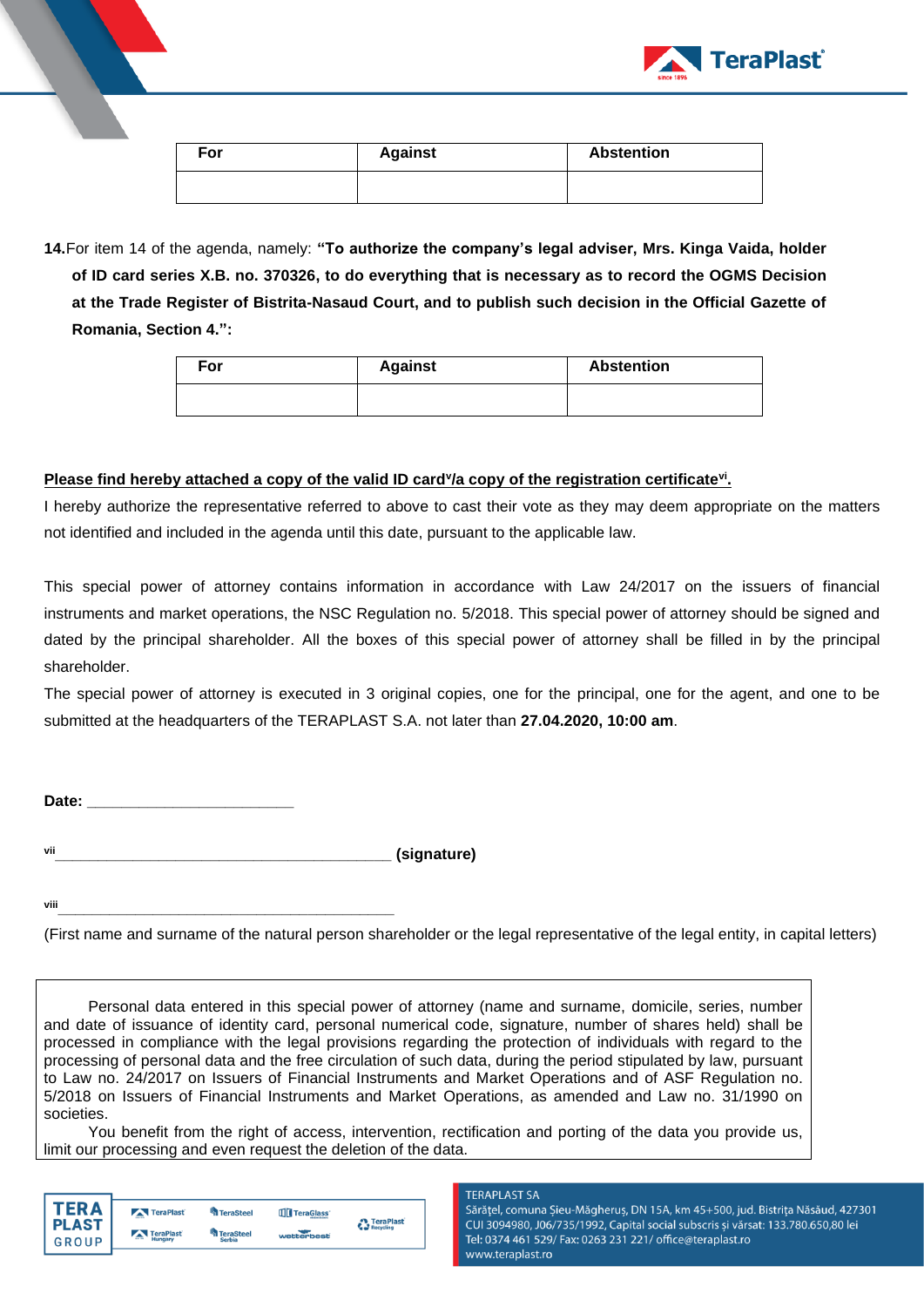| For | Against | Abstention |
| --- | --- | --- |
| | | |

**14.** For item 14 of the agenda, namely: **"To authorize the company's legal adviser, Mrs. Kinga Vaida, holder of ID card series X.B. no. 370326, to do everything that is necessary as to record the OGMS Decision at the Trade Register of Bistrita-Nasaud Court, and to publish such decision in the Official Gazette of Romania, Section 4.":**

| For | Against | Abstention |
| --- | --- | --- |
| | | |

**Please find hereby attached a copy of the valid ID card[v]/a copy of the registration certificate[vi].**

I hereby authorize the representative referred to above to cast their vote as they may deem appropriate on the matters not identified and included in the agenda until this date, pursuant to the applicable law.

This special power of attorney contains information in accordance with Law 24/2017 on the issuers of financial instruments and market operations, the NSC Regulation no. 5/2018. This special power of attorney should be signed and dated by the principal shareholder. All the boxes of this special power of attorney shall be filled in by the principal shareholder.

The special power of attorney is executed in 3 original copies, one for the principal, one for the agent, and one to be submitted at the headquarters of the TERAPLAST S.A. not later than **27.04.2020, 10:00 am**.

**Date:** ________________________

[vii]_________________________________________ **(signature)**

[viii]_________________________________________

(First name and surname of the natural person shareholder or the legal representative of the legal entity, in capital letters)

Personal data entered in this special power of attorney (name and surname, domicile, series, number and date of issuance of identity card, personal numerical code, signature, number of shares held) shall be processed in compliance with the legal provisions regarding the protection of individuals with regard to the processing of personal data and the free circulation of such data, during the period stipulated by law, pursuant to Law no. 24/2017 on Issuers of Financial Instruments and Market Operations and of ASF Regulation no. 5/2018 on Issuers of Financial Instruments and Market Operations, as amended and Law no. 31/1990 on societies.

You benefit from the right of access, intervention, rectification and porting of the data you provide us, limit our processing and even request the deletion of the data.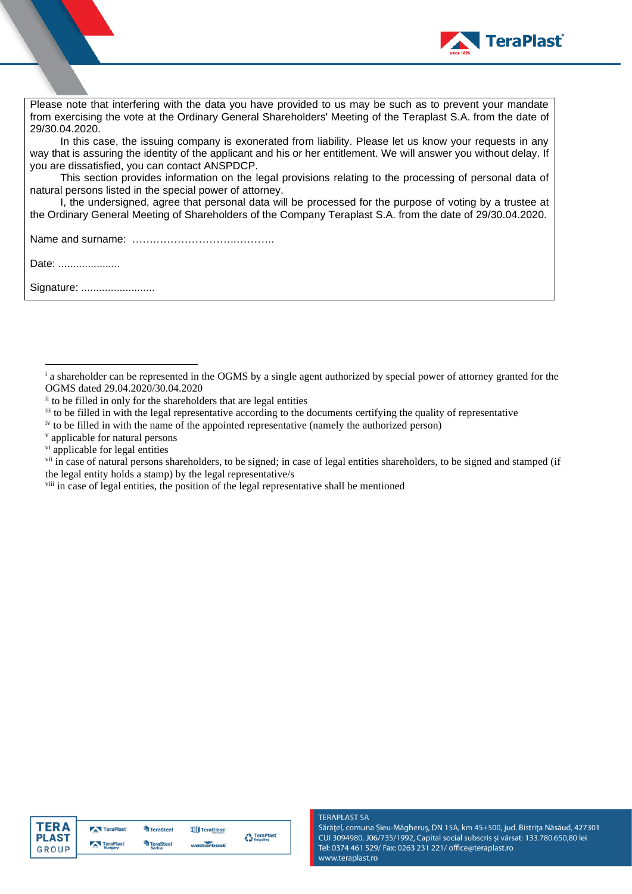Please note that interfering with the data you have provided to us may be such as to prevent your mandate from exercising the vote at the Ordinary General Shareholders' Meeting of the Teraplast S.A. from the date of 29/30.04.2020.

In this case, the issuing company is exonerated from liability. Please let us know your requests in any way that is assuring the identity of the applicant and his or her entitlement. We will answer you without delay. If you are dissatisfied, you can contact ANSPDCP.

This section provides information on the legal provisions relating to the processing of personal data of natural persons listed in the special power of attorney.

I, the undersigned, agree that personal data will be processed for the purpose of voting by a trustee at the Ordinary General Meeting of Shareholders of the Company Teraplast S.A. from the date of 29/30.04.2020.

Name and surname: ……………………….………..

Date: .....................

Signature: .........................

---

[i] a shareholder can be represented in the OGMS by a single agent authorized by special power of attorney granted for the OGMS dated 29.04.2020/30.04.2020

[ii] to be filled in only for the shareholders that are legal entities

[iii] to be filled in with the legal representative according to the documents certifying the quality of representative

[iv] to be filled in with the name of the appointed representative (namely the authorized person)

[v] applicable for natural persons

[vi] applicable for legal entities

[vii] in case of natural persons shareholders, to be signed; in case of legal entities shareholders, to be signed and stamped (if the legal entity holds a stamp) by the legal representative/s

[viii] in case of legal entities, the position of the legal representative shall be mentioned